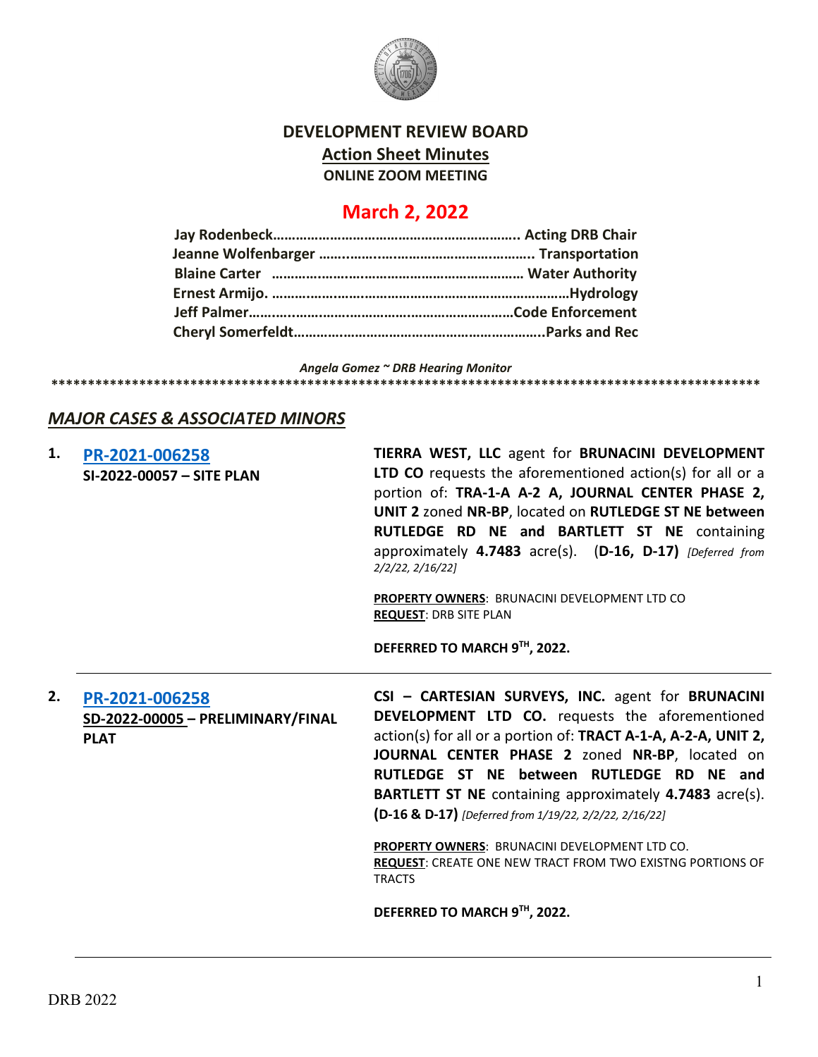# DEVELOPMENT REVIEW BOARD

## Action Sheet Minutes

**ONLINE ZOOM MEETING**

## March 2, 2022

**Jay Rodenbeck……………………………………………………….. Acting DRB Chair**
**Jeanne Wolfenbarger ……..……..……………………………….…….. Transportation**
**Blaine Carter ………………….…………………………………… Water Authority**
**Ernest Armijo. ………………….……………………………………………Hydrology**
**Jeff Palmer……..……..……….……………….……………………Code Enforcement**
**Cheryl Somerfeldt………………………………………………………..Parks and Rec**

*Angela Gomez ~ DRB Hearing Monitor*

****************************************************************************************************

## *MAJOR CASES & ASSOCIATED MINORS*

**1. PR-2021-006258**
**SI-2022-00057 – SITE PLAN**

**TIERRA WEST, LLC** agent for **BRUNACINI DEVELOPMENT LTD CO** requests the aforementioned action(s) for all or a portion of: **TRA-1-A A-2 A, JOURNAL CENTER PHASE 2, UNIT 2** zoned **NR-BP**, located on **RUTLEDGE ST NE between RUTLEDGE RD NE and BARTLETT ST NE** containing approximately **4.7483** acre(s). (**D-16, D-17)** *[Deferred from 2/2/22, 2/16/22]*

**PROPERTY OWNERS**: BRUNACINI DEVELOPMENT LTD CO
**REQUEST**: DRB SITE PLAN

**DEFERRED TO MARCH 9TH, 2022.**

---

**2. PR-2021-006258**
**SD-2022-00005 – PRELIMINARY/FINAL PLAT**

**CSI – CARTESIAN SURVEYS, INC.** agent for **BRUNACINI DEVELOPMENT LTD CO.** requests the aforementioned action(s) for all or a portion of: **TRACT A-1-A, A-2-A, UNIT 2, JOURNAL CENTER PHASE 2** zoned **NR-BP**, located on **RUTLEDGE ST NE between RUTLEDGE RD NE and BARTLETT ST NE** containing approximately **4.7483** acre(s). **(D-16 & D-17)** *[Deferred from 1/19/22, 2/2/22, 2/16/22]*

**PROPERTY OWNERS**: BRUNACINI DEVELOPMENT LTD CO.
**REQUEST**: CREATE ONE NEW TRACT FROM TWO EXISTNG PORTIONS OF TRACTS

**DEFERRED TO MARCH 9TH, 2022.**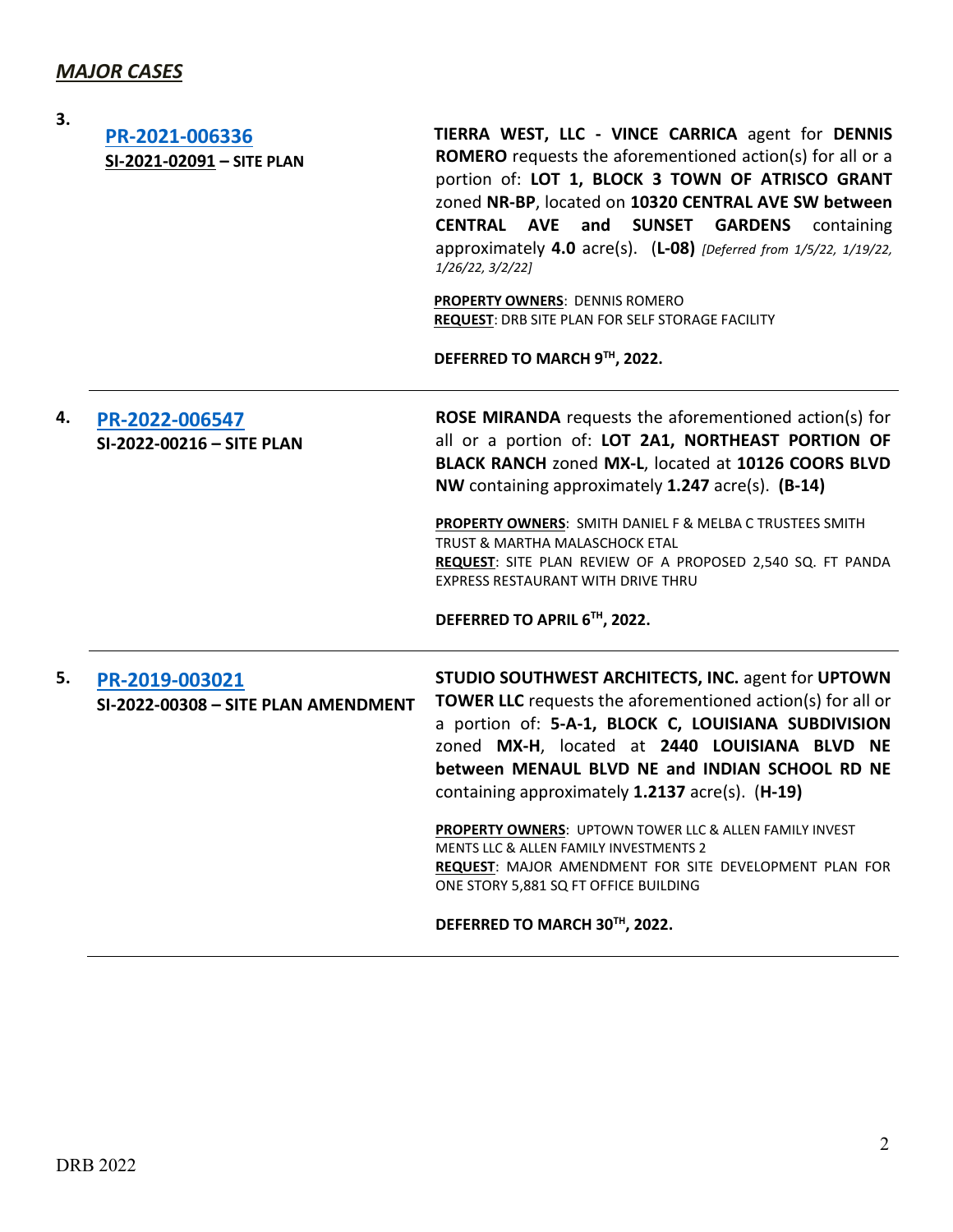## *MAJOR CASES*

**3.** **PR-2021-006336**
**SI-2021-02091 – SITE PLAN**

**TIERRA WEST, LLC - VINCE CARRICA** agent for **DENNIS ROMERO** requests the aforementioned action(s) for all or a portion of: **LOT 1, BLOCK 3 TOWN OF ATRISCO GRANT** zoned **NR-BP**, located on **10320 CENTRAL AVE SW between CENTRAL AVE and SUNSET GARDENS** containing approximately **4.0** acre(s). (**L-08)** *[Deferred from 1/5/22, 1/19/22, 1/26/22, 3/2/22]*

**PROPERTY OWNERS**: DENNIS ROMERO
**REQUEST**: DRB SITE PLAN FOR SELF STORAGE FACILITY

**DEFERRED TO MARCH 9TH, 2022.**

---

**4.** **PR-2022-006547**
**SI-2022-00216 – SITE PLAN**

**ROSE MIRANDA** requests the aforementioned action(s) for all or a portion of: **LOT 2A1, NORTHEAST PORTION OF BLACK RANCH** zoned **MX-L**, located at **10126 COORS BLVD NW** containing approximately **1.247** acre(s). **(B-14)**

**PROPERTY OWNERS**: SMITH DANIEL F & MELBA C TRUSTEES SMITH TRUST & MARTHA MALASCHOCK ETAL
**REQUEST**: SITE PLAN REVIEW OF A PROPOSED 2,540 SQ. FT PANDA EXPRESS RESTAURANT WITH DRIVE THRU

**DEFERRED TO APRIL 6TH, 2022.**

---

**5.** **PR-2019-003021**
**SI-2022-00308 – SITE PLAN AMENDMENT**

**STUDIO SOUTHWEST ARCHITECTS, INC.** agent for **UPTOWN TOWER LLC** requests the aforementioned action(s) for all or a portion of: **5-A-1, BLOCK C, LOUISIANA SUBDIVISION** zoned **MX-H**, located at **2440 LOUISIANA BLVD NE between MENAUL BLVD NE and INDIAN SCHOOL RD NE** containing approximately **1.2137** acre(s). (**H-19)**

**PROPERTY OWNERS**: UPTOWN TOWER LLC & ALLEN FAMILY INVEST MENTS LLC & ALLEN FAMILY INVESTMENTS 2
**REQUEST**: MAJOR AMENDMENT FOR SITE DEVELOPMENT PLAN FOR ONE STORY 5,881 SQ FT OFFICE BUILDING

**DEFERRED TO MARCH 30TH, 2022.**

---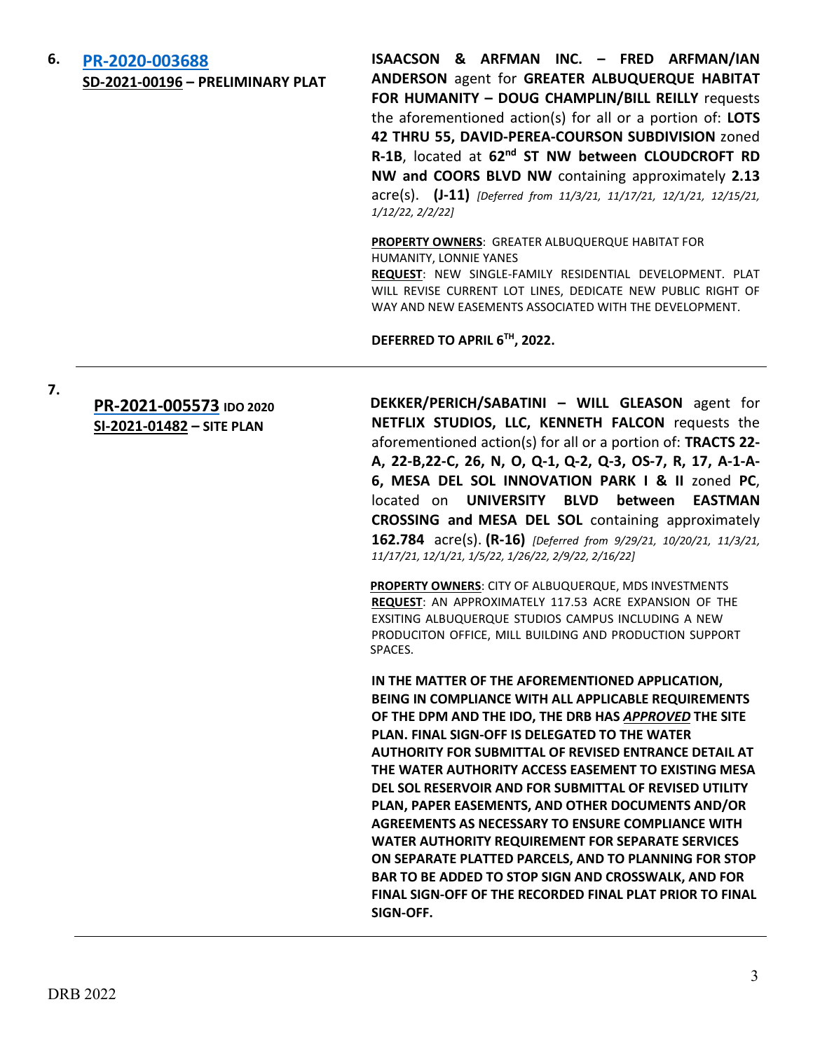**6.** **PR-2020-003688**
**SD-2021-00196 – PRELIMINARY PLAT**

**ISAACSON & ARFMAN INC. – FRED ARFMAN/IAN ANDERSON** agent for **GREATER ALBUQUERQUE HABITAT FOR HUMANITY – DOUG CHAMPLIN/BILL REILLY** requests the aforementioned action(s) for all or a portion of: **LOTS 42 THRU 55, DAVID-PEREA-COURSON SUBDIVISION** zoned **R-1B**, located at **62nd ST NW between CLOUDCROFT RD NW and COORS BLVD NW** containing approximately **2.13** acre(s). **(J-11)** *[Deferred from 11/3/21, 11/17/21, 12/1/21, 12/15/21, 1/12/22, 2/2/22]*

**PROPERTY OWNERS**: GREATER ALBUQUERQUE HABITAT FOR HUMANITY, LONNIE YANES
**REQUEST**: NEW SINGLE-FAMILY RESIDENTIAL DEVELOPMENT. PLAT WILL REVISE CURRENT LOT LINES, DEDICATE NEW PUBLIC RIGHT OF WAY AND NEW EASEMENTS ASSOCIATED WITH THE DEVELOPMENT.

**DEFERRED TO APRIL 6TH, 2022.**

---

**7.** **PR-2021-005573 IDO 2020**
**SI-2021-01482 – SITE PLAN**

**DEKKER/PERICH/SABATINI – WILL GLEASON** agent for **NETFLIX STUDIOS, LLC, KENNETH FALCON** requests the aforementioned action(s) for all or a portion of: **TRACTS 22-A, 22-B,22-C, 26, N, O, Q-1, Q-2, Q-3, OS-7, R, 17, A-1-A-6, MESA DEL SOL INNOVATION PARK I & II** zoned **PC**, located on **UNIVERSITY BLVD between EASTMAN CROSSING and MESA DEL SOL** containing approximately **162.784** acre(s). **(R-16)** *[Deferred from 9/29/21, 10/20/21, 11/3/21, 11/17/21, 12/1/21, 1/5/22, 1/26/22, 2/9/22, 2/16/22]*

**PROPERTY OWNERS**: CITY OF ALBUQUERQUE, MDS INVESTMENTS
**REQUEST**: AN APPROXIMATELY 117.53 ACRE EXPANSION OF THE EXSITING ALBUQUERQUE STUDIOS CAMPUS INCLUDING A NEW PRODUCITON OFFICE, MILL BUILDING AND PRODUCTION SUPPORT SPACES.

**IN THE MATTER OF THE AFOREMENTIONED APPLICATION, BEING IN COMPLIANCE WITH ALL APPLICABLE REQUIREMENTS OF THE DPM AND THE IDO, THE DRB HAS *APPROVED* THE SITE PLAN. FINAL SIGN-OFF IS DELEGATED TO THE WATER AUTHORITY FOR SUBMITTAL OF REVISED ENTRANCE DETAIL AT THE WATER AUTHORITY ACCESS EASEMENT TO EXISTING MESA DEL SOL RESERVOIR AND FOR SUBMITTAL OF REVISED UTILITY PLAN, PAPER EASEMENTS, AND OTHER DOCUMENTS AND/OR AGREEMENTS AS NECESSARY TO ENSURE COMPLIANCE WITH WATER AUTHORITY REQUIREMENT FOR SEPARATE SERVICES ON SEPARATE PLATTED PARCELS, AND TO PLANNING FOR STOP BAR TO BE ADDED TO STOP SIGN AND CROSSWALK, AND FOR FINAL SIGN-OFF OF THE RECORDED FINAL PLAT PRIOR TO FINAL SIGN-OFF.**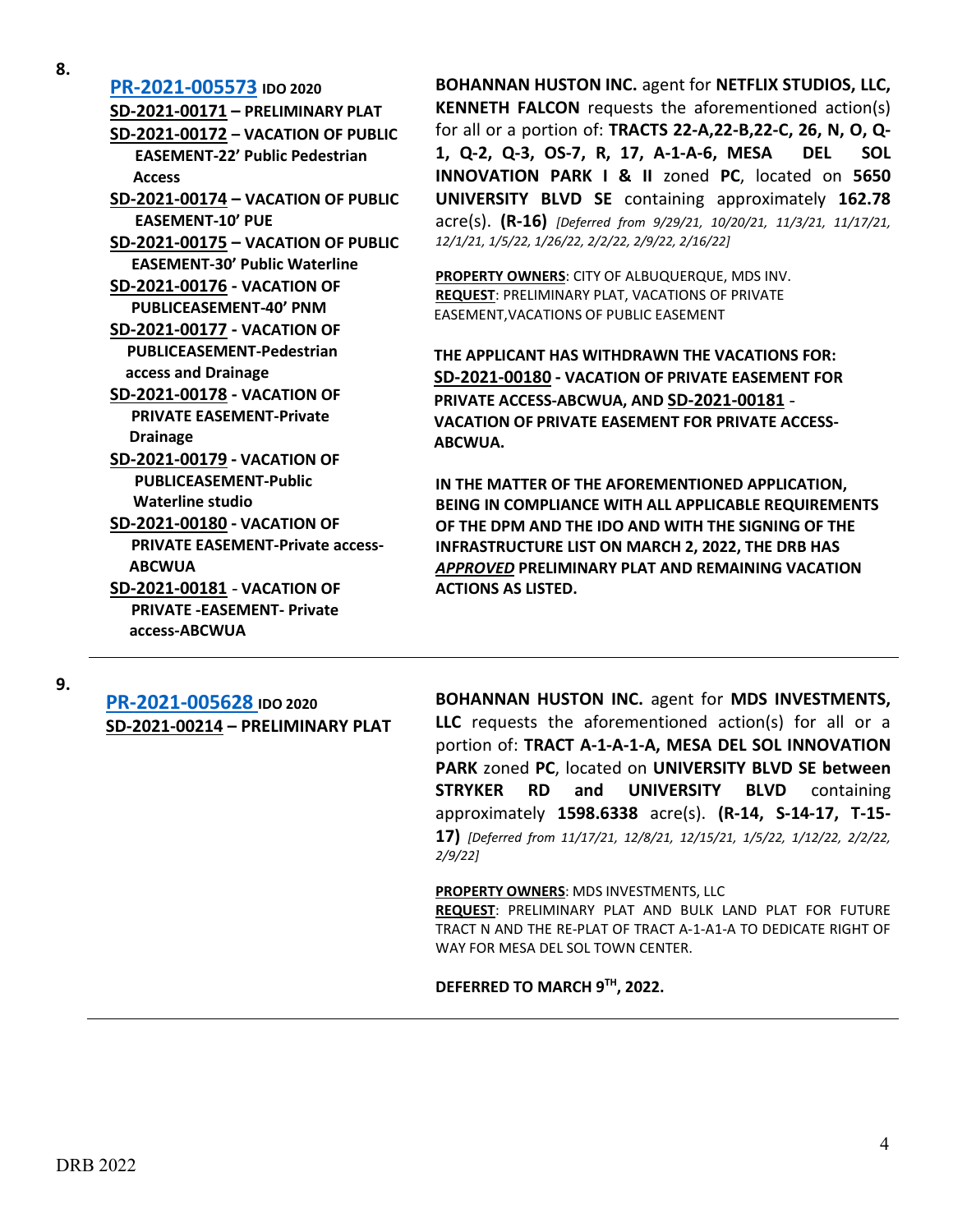8.

**[PR-2021-005573](#) IDO 2020**
**SD-2021-00171 – PRELIMINARY PLAT**
**SD-2021-00172 – VACATION OF PUBLIC EASEMENT-22' Public Pedestrian Access**
**SD-2021-00174 – VACATION OF PUBLIC EASEMENT-10' PUE**
**SD-2021-00175 – VACATION OF PUBLIC EASEMENT-30' Public Waterline**
**SD-2021-00176 - VACATION OF PUBLICEASEMENT-40' PNM**
**SD-2021-00177 - VACATION OF PUBLICEASEMENT-Pedestrian access and Drainage**
**SD-2021-00178 - VACATION OF PRIVATE EASEMENT-Private Drainage**
**SD-2021-00179 - VACATION OF PUBLICEASEMENT-Public Waterline studio**
**SD-2021-00180 - VACATION OF PRIVATE EASEMENT-Private access-ABCWUA**
**SD-2021-00181 - VACATION OF PRIVATE -EASEMENT- Private access-ABCWUA**

**BOHANNAN HUSTON INC.** agent for **NETFLIX STUDIOS, LLC, KENNETH FALCON** requests the aforementioned action(s) for all or a portion of: **TRACTS 22-A,22-B,22-C, 26, N, O, Q-1, Q-2, Q-3, OS-7, R, 17, A-1-A-6, MESA DEL SOL INNOVATION PARK I & II** zoned **PC**, located on **5650 UNIVERSITY BLVD SE** containing approximately **162.78** acre(s). **(R-16)** *[Deferred from 9/29/21, 10/20/21, 11/3/21, 11/17/21, 12/1/21, 1/5/22, 1/26/22, 2/2/22, 2/9/22, 2/16/22]*

**PROPERTY OWNERS**: CITY OF ALBUQUERQUE, MDS INV.
**REQUEST**: PRELIMINARY PLAT, VACATIONS OF PRIVATE EASEMENT,VACATIONS OF PUBLIC EASEMENT

**THE APPLICANT HAS WITHDRAWN THE VACATIONS FOR: SD-2021-00180 - VACATION OF PRIVATE EASEMENT FOR PRIVATE ACCESS-ABCWUA, AND SD-2021-00181 - VACATION OF PRIVATE EASEMENT FOR PRIVATE ACCESS-ABCWUA.**

**IN THE MATTER OF THE AFOREMENTIONED APPLICATION, BEING IN COMPLIANCE WITH ALL APPLICABLE REQUIREMENTS OF THE DPM AND THE IDO AND WITH THE SIGNING OF THE INFRASTRUCTURE LIST ON MARCH 2, 2022, THE DRB HAS *APPROVED* PRELIMINARY PLAT AND REMAINING VACATION ACTIONS AS LISTED.**

---

9.

**[PR-2021-005628](#) IDO 2020**
**SD-2021-00214 – PRELIMINARY PLAT**

**BOHANNAN HUSTON INC.** agent for **MDS INVESTMENTS, LLC** requests the aforementioned action(s) for all or a portion of: **TRACT A-1-A-1-A, MESA DEL SOL INNOVATION PARK** zoned **PC**, located on **UNIVERSITY BLVD SE between STRYKER RD and UNIVERSITY BLVD** containing approximately **1598.6338** acre(s). **(R-14, S-14-17, T-15-17)** *[Deferred from 11/17/21, 12/8/21, 12/15/21, 1/5/22, 1/12/22, 2/2/22, 2/9/22]*

**PROPERTY OWNERS**: MDS INVESTMENTS, LLC
**REQUEST**: PRELIMINARY PLAT AND BULK LAND PLAT FOR FUTURE TRACT N AND THE RE-PLAT OF TRACT A-1-A1-A TO DEDICATE RIGHT OF WAY FOR MESA DEL SOL TOWN CENTER.

**DEFERRED TO MARCH 9TH, 2022.**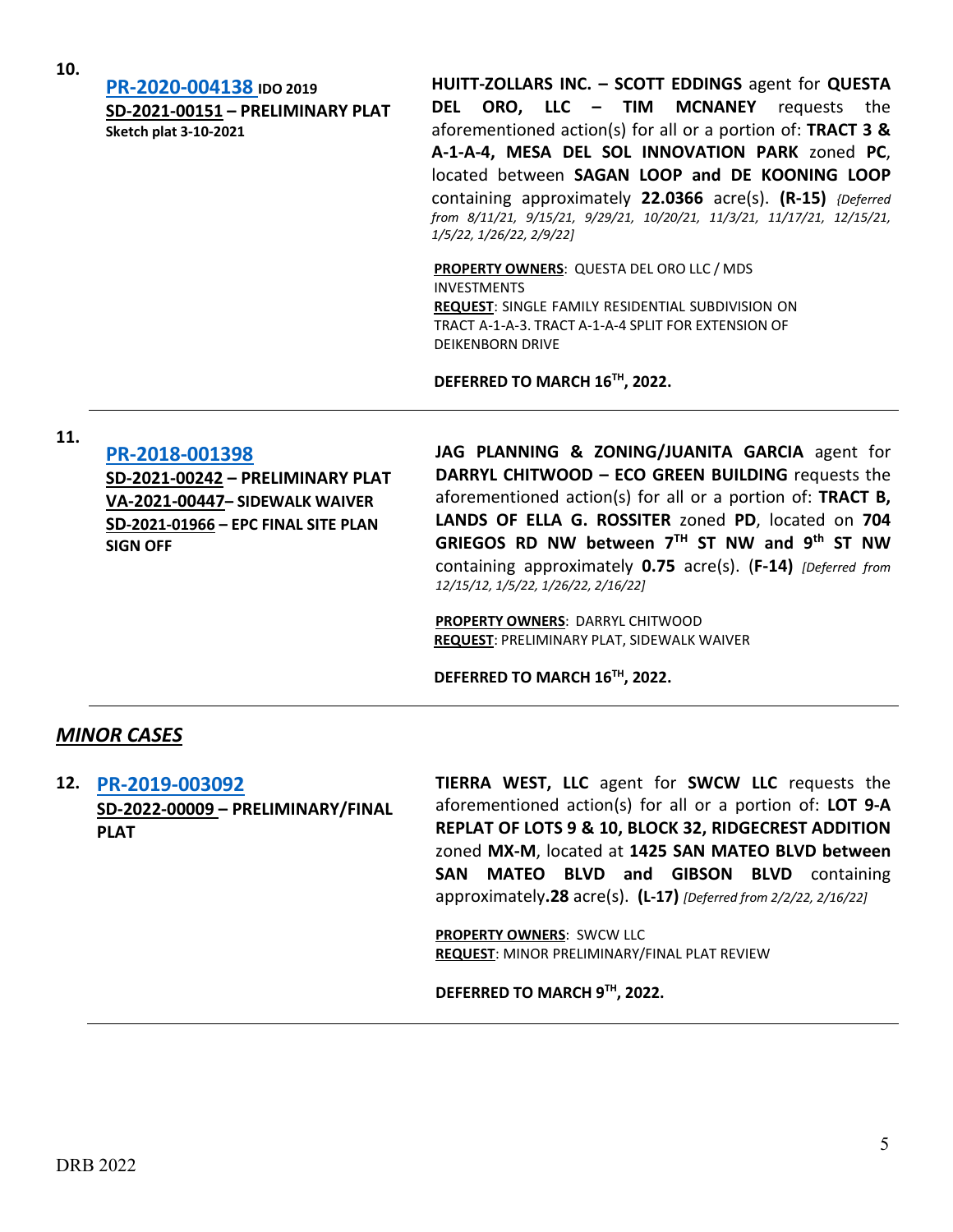**10.**

**PR-2020-004138** **IDO 2019**
**SD-2021-00151 – PRELIMINARY PLAT**
**Sketch plat 3-10-2021**

**HUITT-ZOLLARS INC. – SCOTT EDDINGS** agent for **QUESTA DEL ORO, LLC – TIM MCNANEY** requests the aforementioned action(s) for all or a portion of: **TRACT 3 & A-1-A-4, MESA DEL SOL INNOVATION PARK** zoned **PC**, located between **SAGAN LOOP and DE KOONING LOOP** containing approximately **22.0366** acre(s). **(R-15)** *{Deferred from 8/11/21, 9/15/21, 9/29/21, 10/20/21, 11/3/21, 11/17/21, 12/15/21, 1/5/22, 1/26/22, 2/9/22]*

**PROPERTY OWNERS**: QUESTA DEL ORO LLC / MDS INVESTMENTS
**REQUEST**: SINGLE FAMILY RESIDENTIAL SUBDIVISION ON TRACT A-1-A-3. TRACT A-1-A-4 SPLIT FOR EXTENSION OF DEIKENBORN DRIVE

**DEFERRED TO MARCH 16TH, 2022.**

---

**11.**

**PR-2018-001398**
**SD-2021-00242 – PRELIMINARY PLAT**
**VA-2021-00447– SIDEWALK WAIVER**
**SD-2021-01966 – EPC FINAL SITE PLAN SIGN OFF**

**JAG PLANNING & ZONING/JUANITA GARCIA** agent for **DARRYL CHITWOOD – ECO GREEN BUILDING** requests the aforementioned action(s) for all or a portion of: **TRACT B, LANDS OF ELLA G. ROSSITER** zoned **PD**, located on **704 GRIEGOS RD NW between 7TH ST NW and 9th ST NW** containing approximately **0.75** acre(s). (**F-14)** *[Deferred from 12/15/12, 1/5/22, 1/26/22, 2/16/22]*

**PROPERTY OWNERS**: DARRYL CHITWOOD
**REQUEST**: PRELIMINARY PLAT, SIDEWALK WAIVER

**DEFERRED TO MARCH 16TH, 2022.**

---

## ***MINOR CASES***

**12.** **PR-2019-003092**
**SD-2022-00009 – PRELIMINARY/FINAL PLAT**

**TIERRA WEST, LLC** agent for **SWCW LLC** requests the aforementioned action(s) for all or a portion of: **LOT 9-A REPLAT OF LOTS 9 & 10, BLOCK 32, RIDGECREST ADDITION** zoned **MX-M**, located at **1425 SAN MATEO BLVD between SAN MATEO BLVD and GIBSON BLVD** containing approximately**.28** acre(s). **(L-17)** *[Deferred from 2/2/22, 2/16/22]*

**PROPERTY OWNERS**: SWCW LLC
**REQUEST**: MINOR PRELIMINARY/FINAL PLAT REVIEW

**DEFERRED TO MARCH 9TH, 2022.**

---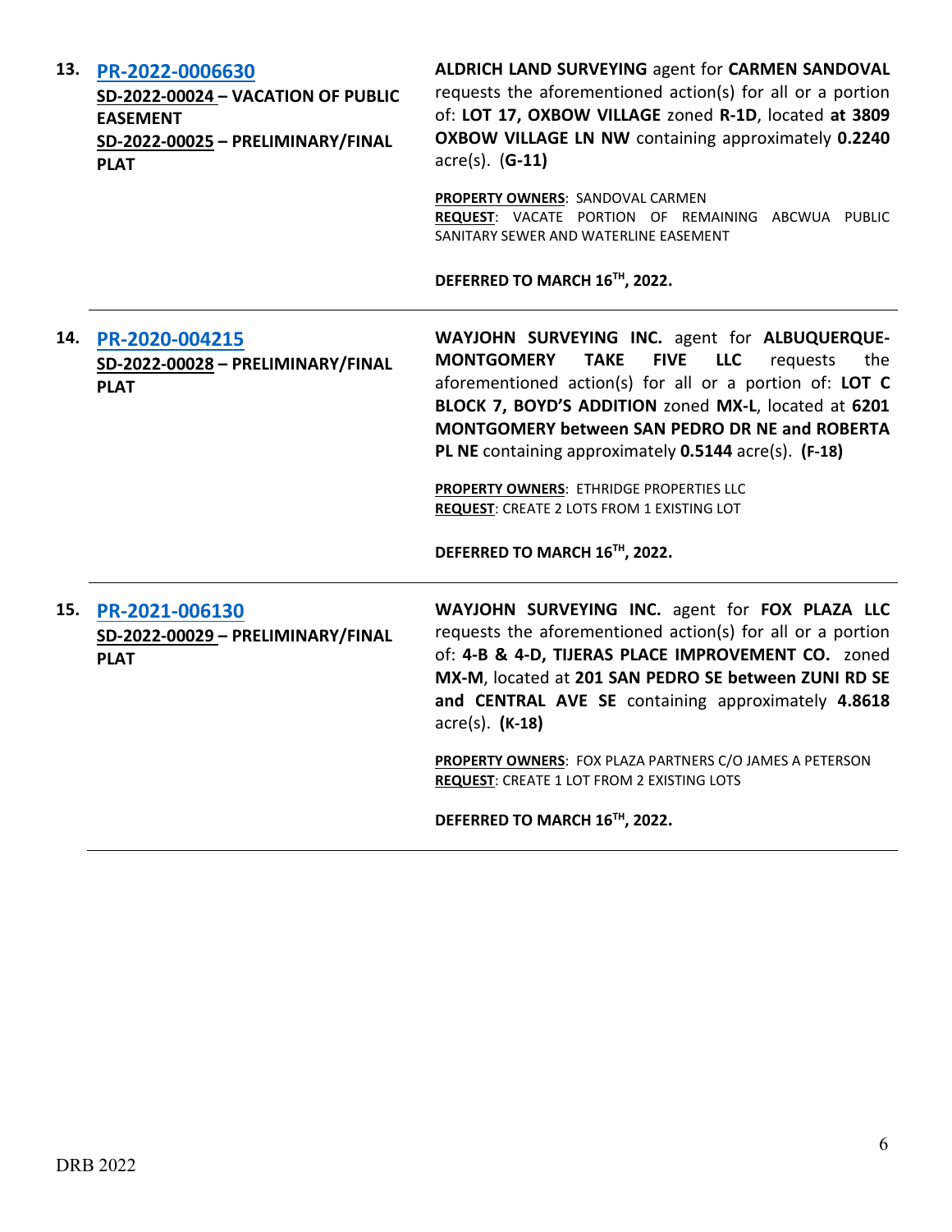| | | |
|---|---|---|
| **13.** | **PR-2022-0006630**<br>**SD-2022-00024 – VACATION OF PUBLIC EASEMENT**<br>**SD-2022-00025 – PRELIMINARY/FINAL PLAT** | **ALDRICH LAND SURVEYING** agent for **CARMEN SANDOVAL** requests the aforementioned action(s) for all or a portion of: **LOT 17, OXBOW VILLAGE** zoned **R-1D**, located **at 3809 OXBOW VILLAGE LN NW** containing approximately **0.2240** acre(s). (**G-11)**<br><br>**PROPERTY OWNERS**: SANDOVAL CARMEN<br>**REQUEST**: VACATE PORTION OF REMAINING ABCWUA PUBLIC SANITARY SEWER AND WATERLINE EASEMENT<br><br>**DEFERRED TO MARCH 16TH, 2022.** |
| **14.** | **PR-2020-004215**<br>**SD-2022-00028 – PRELIMINARY/FINAL PLAT** | **WAYJOHN SURVEYING INC.** agent for **ALBUQUERQUE-MONTGOMERY TAKE FIVE LLC** requests the aforementioned action(s) for all or a portion of: **LOT C BLOCK 7, BOYD'S ADDITION** zoned **MX-L**, located at **6201 MONTGOMERY between SAN PEDRO DR NE and ROBERTA PL NE** containing approximately **0.5144** acre(s). **(F-18)**<br><br>**PROPERTY OWNERS**: ETHRIDGE PROPERTIES LLC<br>**REQUEST**: CREATE 2 LOTS FROM 1 EXISTING LOT<br><br>**DEFERRED TO MARCH 16TH, 2022.** |
| **15.** | **PR-2021-006130**<br>**SD-2022-00029 – PRELIMINARY/FINAL PLAT** | **WAYJOHN SURVEYING INC.** agent for **FOX PLAZA LLC** requests the aforementioned action(s) for all or a portion of: **4-B & 4-D, TIJERAS PLACE IMPROVEMENT CO.** zoned **MX-M**, located at **201 SAN PEDRO SE between ZUNI RD SE and CENTRAL AVE SE** containing approximately **4.8618** acre(s). **(K-18)**<br><br>**PROPERTY OWNERS**: FOX PLAZA PARTNERS C/O JAMES A PETERSON<br>**REQUEST**: CREATE 1 LOT FROM 2 EXISTING LOTS<br><br>**DEFERRED TO MARCH 16TH, 2022.** |

DRB 2022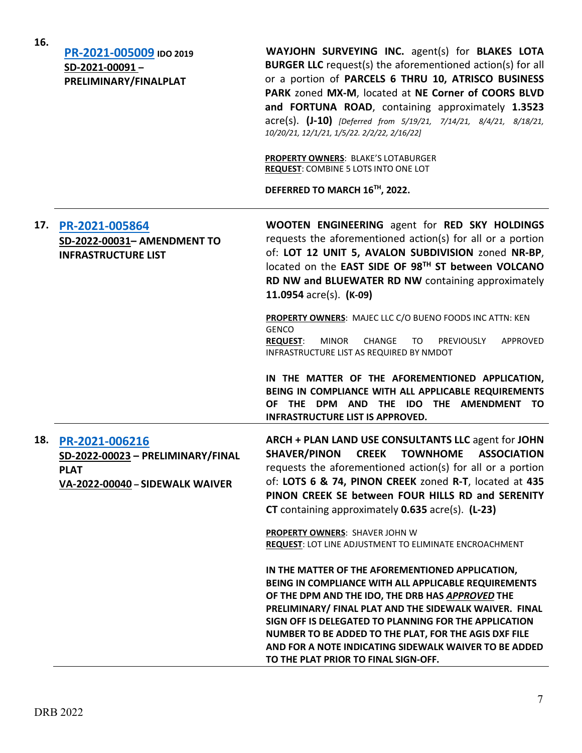| | | |
|---|---|---|
| **16.** | **PR-2021-005009 IDO 2019**<br>**SD-2021-00091 – PRELIMINARY/FINALPLAT** | **WAYJOHN SURVEYING INC.** agent(s) for **BLAKES LOTA BURGER LLC** request(s) the aforementioned action(s) for all or a portion of **PARCELS 6 THRU 10, ATRISCO BUSINESS PARK** zoned **MX-M**, located at **NE Corner of COORS BLVD and FORTUNA ROAD**, containing approximately **1.3523** acre(s). **(J-10)** *[Deferred from 5/19/21, 7/14/21, 8/4/21, 8/18/21, 10/20/21, 12/1/21, 1/5/22. 2/2/22, 2/16/22]*<br><br>**PROPERTY OWNERS**: BLAKE'S LOTABURGER<br>**REQUEST**: COMBINE 5 LOTS INTO ONE LOT<br><br>**DEFERRED TO MARCH 16TH, 2022.** |
| **17.** | **PR-2021-005864**<br>**SD-2022-00031– AMENDMENT TO INFRASTRUCTURE LIST** | **WOOTEN ENGINEERING** agent for **RED SKY HOLDINGS** requests the aforementioned action(s) for all or a portion of: **LOT 12 UNIT 5, AVALON SUBDIVISION** zoned **NR-BP**, located on the **EAST SIDE OF 98TH ST between VOLCANO RD NW and BLUEWATER RD NW** containing approximately **11.0954** acre(s). **(K-09)**<br><br>**PROPERTY OWNERS**: MAJEC LLC C/O BUENO FOODS INC ATTN: KEN GENCO<br>**REQUEST**: MINOR CHANGE TO PREVIOUSLY APPROVED INFRASTRUCTURE LIST AS REQUIRED BY NMDOT<br><br>**IN THE MATTER OF THE AFOREMENTIONED APPLICATION, BEING IN COMPLIANCE WITH ALL APPLICABLE REQUIREMENTS OF THE DPM AND THE IDO THE AMENDMENT TO INFRASTRUCTURE LIST IS APPROVED.** |
| **18.** | **PR-2021-006216**<br>**SD-2022-00023 – PRELIMINARY/FINAL PLAT**<br>**VA-2022-00040 – SIDEWALK WAIVER** | **ARCH + PLAN LAND USE CONSULTANTS LLC** agent for **JOHN SHAVER/PINON CREEK TOWNHOME ASSOCIATION** requests the aforementioned action(s) for all or a portion of: **LOTS 6 & 74, PINON CREEK** zoned **R-T**, located at **435 PINON CREEK SE between FOUR HILLS RD and SERENITY CT** containing approximately **0.635** acre(s). **(L-23)**<br><br>**PROPERTY OWNERS**: SHAVER JOHN W<br>**REQUEST**: LOT LINE ADJUSTMENT TO ELIMINATE ENCROACHMENT<br><br>**IN THE MATTER OF THE AFOREMENTIONED APPLICATION, BEING IN COMPLIANCE WITH ALL APPLICABLE REQUIREMENTS OF THE DPM AND THE IDO, THE DRB HAS *APPROVED* THE PRELIMINARY/ FINAL PLAT AND THE SIDEWALK WAIVER. FINAL SIGN OFF IS DELEGATED TO PLANNING FOR THE APPLICATION NUMBER TO BE ADDED TO THE PLAT, FOR THE AGIS DXF FILE AND FOR A NOTE INDICATING SIDEWALK WAIVER TO BE ADDED TO THE PLAT PRIOR TO FINAL SIGN-OFF.** |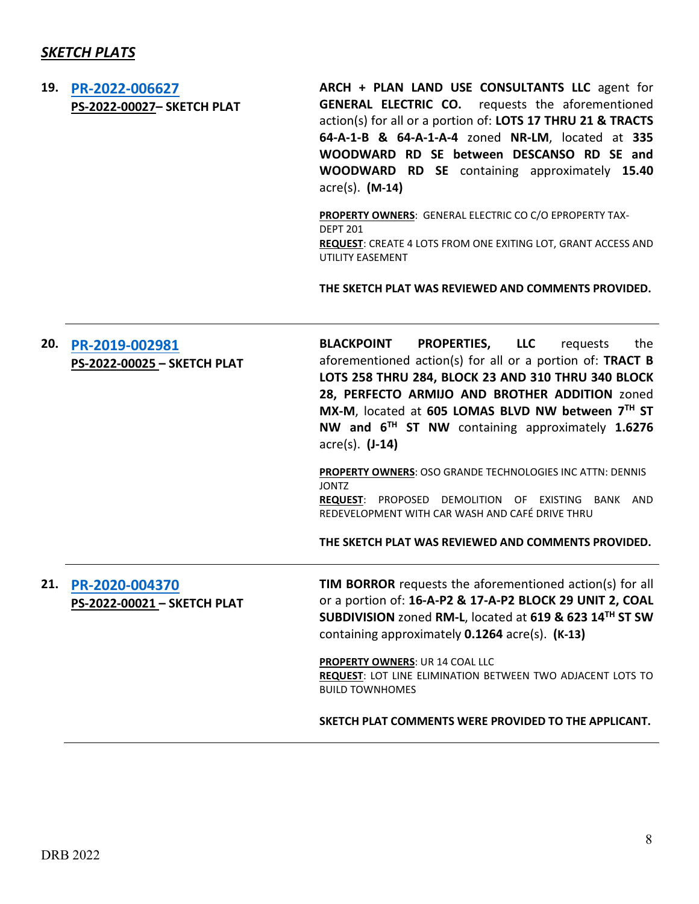## ***SKETCH PLATS***

**19.** **[PR-2022-006627](PR-2022-006627)**
**PS-2022-00027– SKETCH PLAT**

**ARCH + PLAN LAND USE CONSULTANTS LLC** agent for **GENERAL ELECTRIC CO.** requests the aforementioned action(s) for all or a portion of: **LOTS 17 THRU 21 & TRACTS 64-A-1-B & 64-A-1-A-4** zoned **NR-LM**, located at **335 WOODWARD RD SE between DESCANSO RD SE and WOODWARD RD SE** containing approximately **15.40** acre(s). **(M-14)**

**PROPERTY OWNERS**: GENERAL ELECTRIC CO C/O EPROPERTY TAX-DEPT 201
**REQUEST**: CREATE 4 LOTS FROM ONE EXITING LOT, GRANT ACCESS AND UTILITY EASEMENT

**THE SKETCH PLAT WAS REVIEWED AND COMMENTS PROVIDED.**

---

**20.** **[PR-2019-002981](PR-2019-002981)**
**PS-2022-00025 – SKETCH PLAT**

**BLACKPOINT PROPERTIES, LLC** requests the aforementioned action(s) for all or a portion of: **TRACT B LOTS 258 THRU 284, BLOCK 23 AND 310 THRU 340 BLOCK 28, PERFECTO ARMIJO AND BROTHER ADDITION** zoned **MX-M**, located at **605 LOMAS BLVD NW between 7TH ST NW and 6TH ST NW** containing approximately **1.6276** acre(s). **(J-14)**

**PROPERTY OWNERS**: OSO GRANDE TECHNOLOGIES INC ATTN: DENNIS JONTZ
**REQUEST**: PROPOSED DEMOLITION OF EXISTING BANK AND REDEVELOPMENT WITH CAR WASH AND CAFÉ DRIVE THRU

**THE SKETCH PLAT WAS REVIEWED AND COMMENTS PROVIDED.**

---

**21.** **[PR-2020-004370](PR-2020-004370)**
**PS-2022-00021 – SKETCH PLAT**

**TIM BORROR** requests the aforementioned action(s) for all or a portion of: **16-A-P2 & 17-A-P2 BLOCK 29 UNIT 2, COAL SUBDIVISION** zoned **RM-L**, located at **619 & 623 14TH ST SW** containing approximately **0.1264** acre(s). **(K-13)**

**PROPERTY OWNERS**: UR 14 COAL LLC
**REQUEST**: LOT LINE ELIMINATION BETWEEN TWO ADJACENT LOTS TO BUILD TOWNHOMES

**SKETCH PLAT COMMENTS WERE PROVIDED TO THE APPLICANT.**

---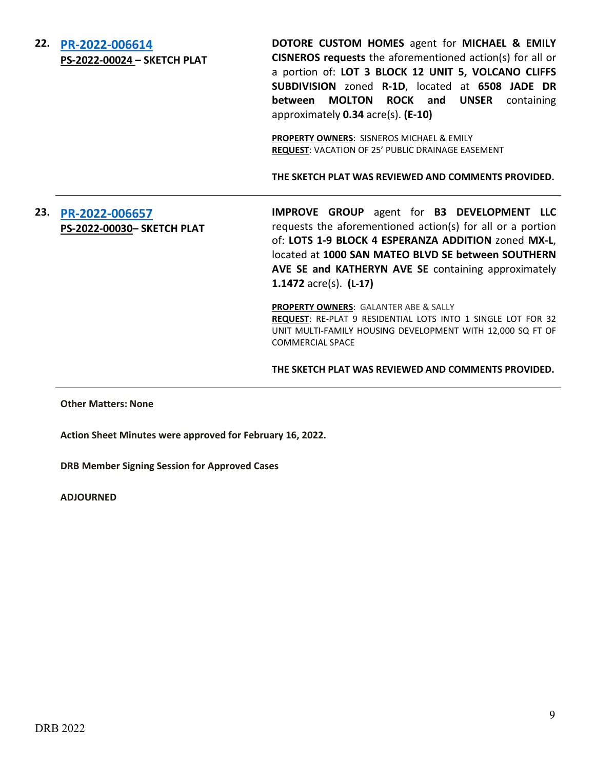**22. [PR-2022-006614](#)**
**PS-2022-00024 – SKETCH PLAT**

**DOTORE CUSTOM HOMES** agent for **MICHAEL & EMILY CISNEROS requests** the aforementioned action(s) for all or a portion of: **LOT 3 BLOCK 12 UNIT 5, VOLCANO CLIFFS SUBDIVISION** zoned **R-1D**, located at **6508 JADE DR between MOLTON ROCK and UNSER** containing approximately **0.34** acre(s). **(E-10)**

**PROPERTY OWNERS**: SISNEROS MICHAEL & EMILY
**REQUEST**: VACATION OF 25' PUBLIC DRAINAGE EASEMENT

**THE SKETCH PLAT WAS REVIEWED AND COMMENTS PROVIDED.**

---

**23. [PR-2022-006657](#)**
**PS-2022-00030– SKETCH PLAT**

**IMPROVE GROUP** agent for **B3 DEVELOPMENT LLC** requests the aforementioned action(s) for all or a portion of: **LOTS 1-9 BLOCK 4 ESPERANZA ADDITION** zoned **MX-L**, located at **1000 SAN MATEO BLVD SE between SOUTHERN AVE SE and KATHERYN AVE SE** containing approximately **1.1472** acre(s). **(L-17)**

**PROPERTY OWNERS**: GALANTER ABE & SALLY
**REQUEST**: RE-PLAT 9 RESIDENTIAL LOTS INTO 1 SINGLE LOT FOR 32 UNIT MULTI-FAMILY HOUSING DEVELOPMENT WITH 12,000 SQ FT OF COMMERCIAL SPACE

**THE SKETCH PLAT WAS REVIEWED AND COMMENTS PROVIDED.**

---

**Other Matters: None**

**Action Sheet Minutes were approved for February 16, 2022.**

**DRB Member Signing Session for Approved Cases**

**ADJOURNED**